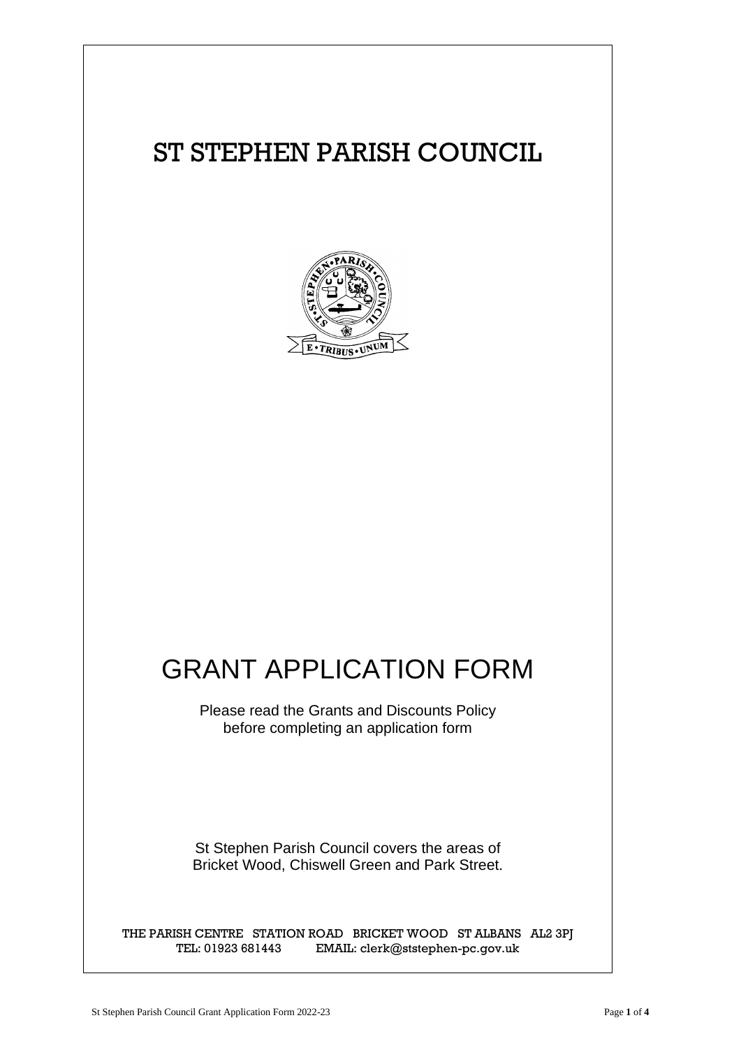# ST STEPHEN PARISH COUNCIL

# GRANT APPLICATION FORM

Please read the Grants and Discounts Policy before completing an application form

St Stephen Parish Council covers the areas of Bricket Wood, Chiswell Green and Park Street.

THE PARISH CENTRE STATION ROAD BRICKET WOOD ST ALBANS AL2 3PJ
TEL: 01923 681443 EMAIL: clerk@ststephen-pc.gov.uk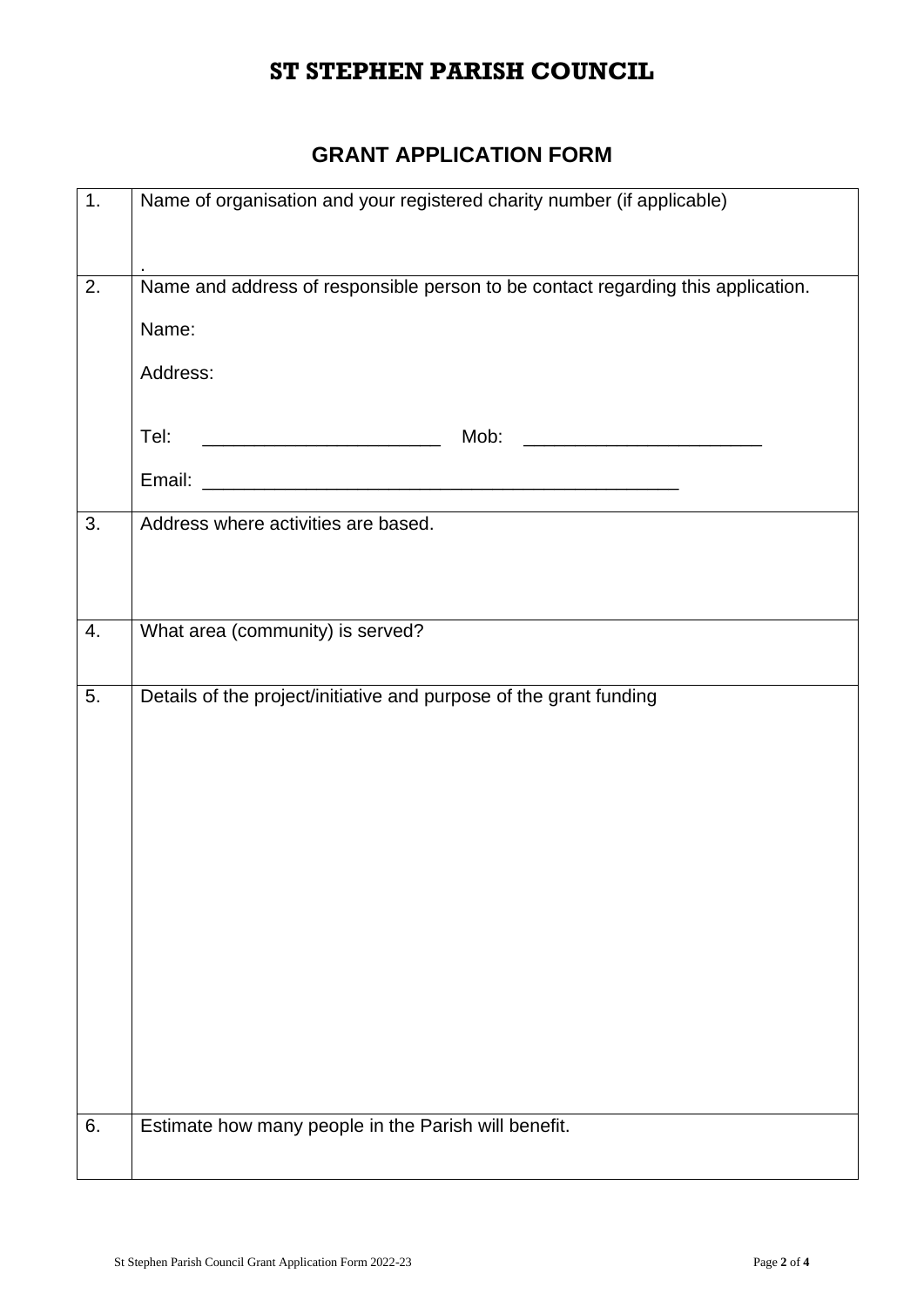# ST STEPHEN PARISH COUNCIL

## GRANT APPLICATION FORM

| | |
|---|---|
| 1. | Name of organisation and your registered charity number (if applicable)<br><br>. |
| 2. | Name and address of responsible person to be contact regarding this application.<br><br>Name:<br><br>Address:<br><br>Tel: ________________________ Mob: ________________________<br><br>Email: __________________________________________________ |
| 3. | Address where activities are based. |
| 4. | What area (community) is served? |
| 5. | Details of the project/initiative and purpose of the grant funding |
| 6. | Estimate how many people in the Parish will benefit. |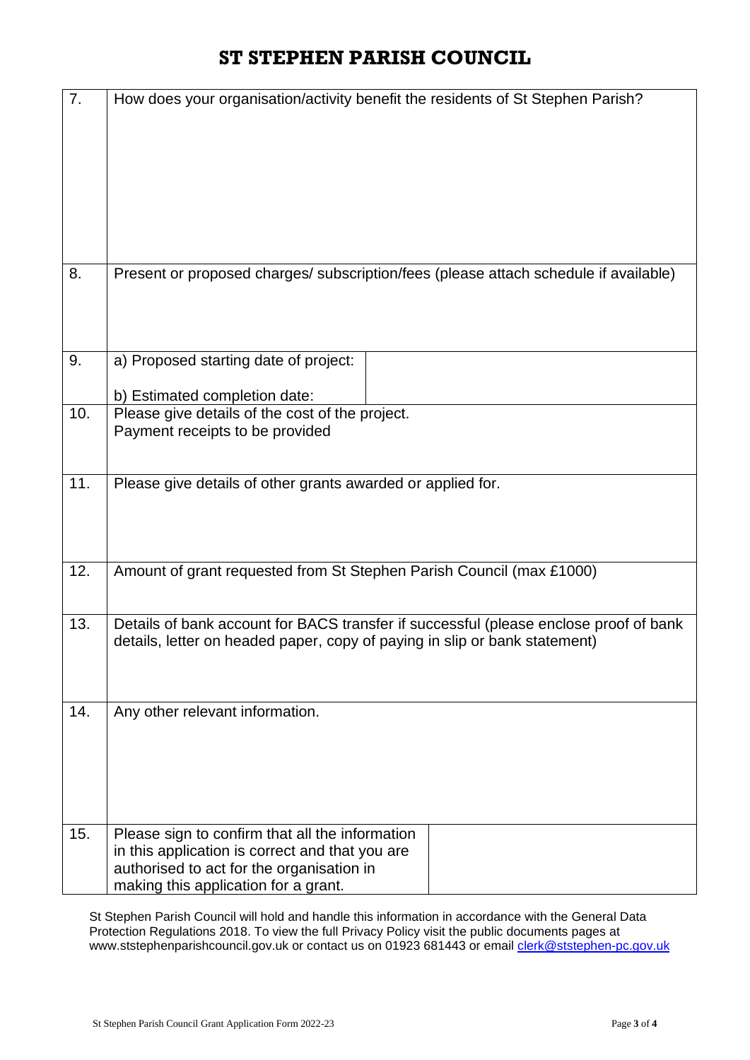# ST STEPHEN PARISH COUNCIL

| | | |
|---|---|---|
| 7. | How does your organisation/activity benefit the residents of St Stephen Parish? | |
| 8. | Present or proposed charges/ subscription/fees (please attach schedule if available) | |
| 9. | a) Proposed starting date of project:<br><br>b) Estimated completion date: | |
| 10. | Please give details of the cost of the project.<br>Payment receipts to be provided | |
| 11. | Please give details of other grants awarded or applied for. | |
| 12. | Amount of grant requested from St Stephen Parish Council (max £1000) | |
| 13. | Details of bank account for BACS transfer if successful (please enclose proof of bank details, letter on headed paper, copy of paying in slip or bank statement) | |
| 14. | Any other relevant information. | |
| 15. | Please sign to confirm that all the information in this application is correct and that you are authorised to act for the organisation in making this application for a grant. | |

St Stephen Parish Council will hold and handle this information in accordance with the General Data Protection Regulations 2018. To view the full Privacy Policy visit the public documents pages at www.ststephenparishcouncil.gov.uk or contact us on 01923 681443 or email clerk@ststephen-pc.gov.uk

St Stephen Parish Council Grant Application Form 2022-23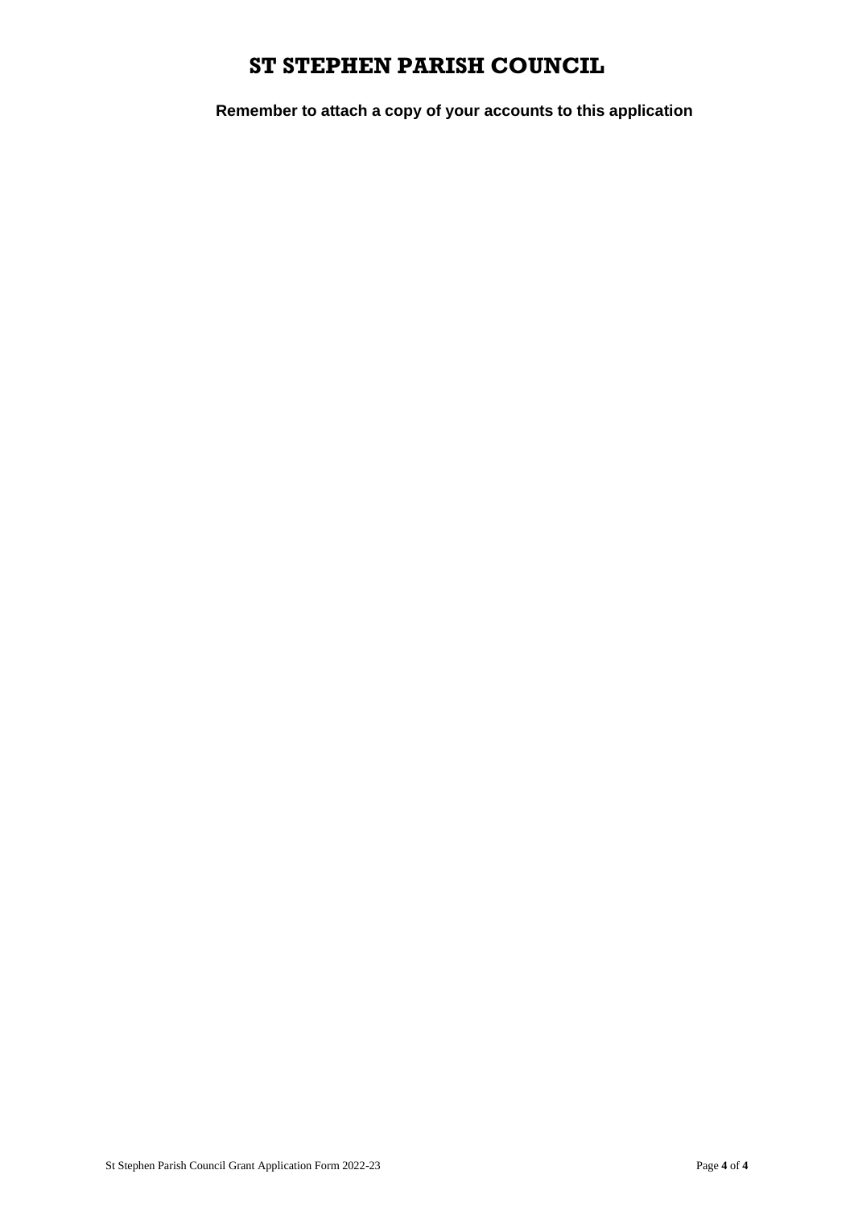# ST STEPHEN PARISH COUNCIL

**Remember to attach a copy of your accounts to this application**